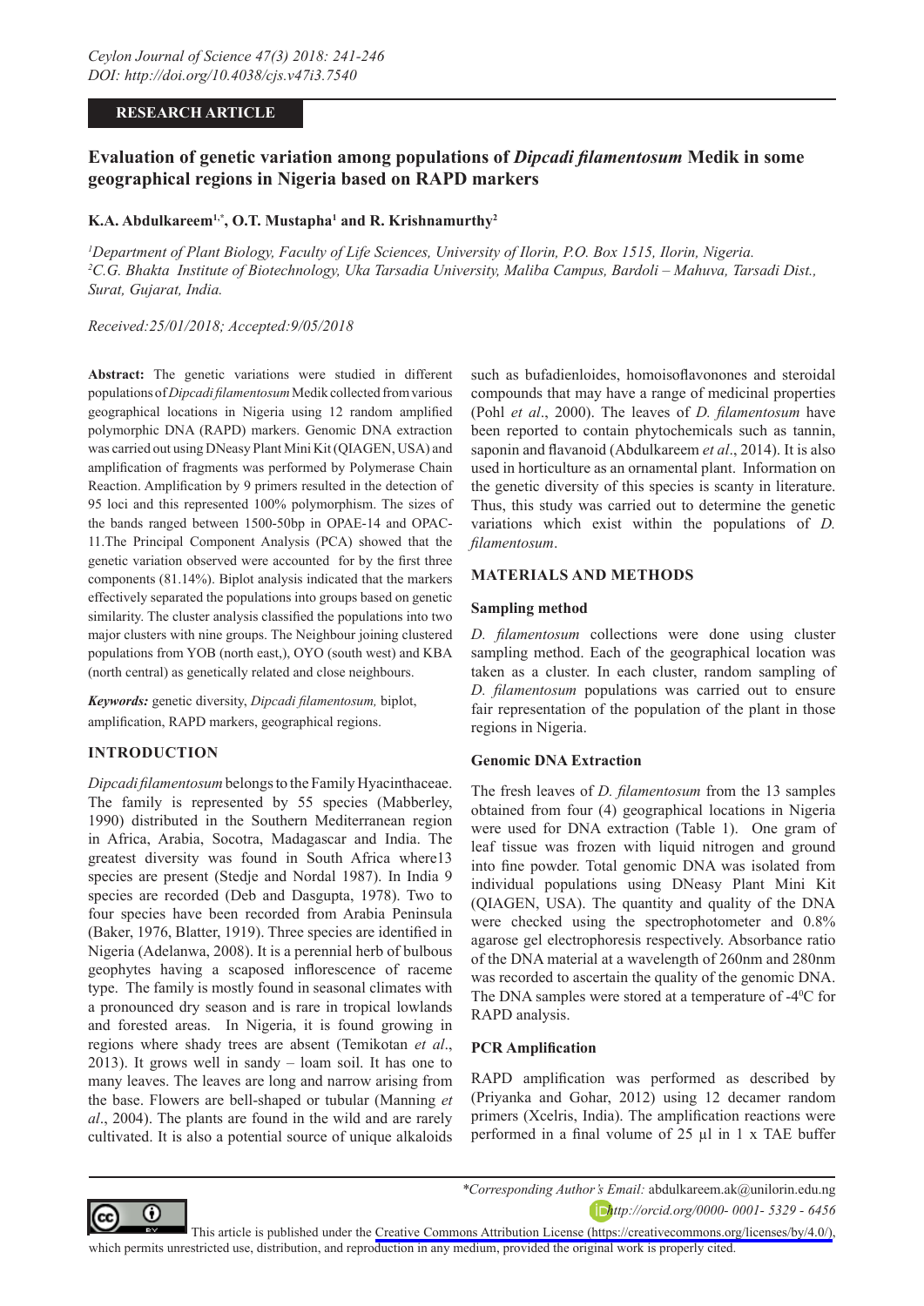**RESEARCH ARTICLE**

# Evaluation of genetic variation among populations of *Dipcadi filamentosum* Medik in some geographical regions in Nigeria based on RAPD markers

**K.A. Abdulkareem[1,*], O.T. Mustapha[1] and R. Krishnamurthy[2]**

[1]*Department of Plant Biology, Faculty of Life Sciences, University of Ilorin, P.O. Box 1515, Ilorin, Nigeria.*
[2]*C.G. Bhakta Institute of Biotechnology, Uka Tarsadia University, Maliba Campus, Bardoli – Mahuva, Tarsadi Dist., Surat, Gujarat, India.*

*Received:25/01/2018; Accepted:9/05/2018*

**Abstract:** The genetic variations were studied in different populations of *Dipcadi filamentosum* Medik collected from various geographical locations in Nigeria using 12 random amplified polymorphic DNA (RAPD) markers. Genomic DNA extraction was carried out using DNeasy Plant Mini Kit (QIAGEN, USA) and amplification of fragments was performed by Polymerase Chain Reaction. Amplification by 9 primers resulted in the detection of 95 loci and this represented 100% polymorphism. The sizes of the bands ranged between 1500-50bp in OPAE-14 and OPAC-11.The Principal Component Analysis (PCA) showed that the genetic variation observed were accounted for by the first three components (81.14%). Biplot analysis indicated that the markers effectively separated the populations into groups based on genetic similarity. The cluster analysis classified the populations into two major clusters with nine groups. The Neighbour joining clustered populations from YOB (north east,), OYO (south west) and KBA (north central) as genetically related and close neighbours.

***Keywords:*** genetic diversity, *Dipcadi filamentosum,* biplot, amplification, RAPD markers, geographical regions.

## INTRODUCTION

*Dipcadi filamentosum* belongs to the Family Hyacinthaceae. The family is represented by 55 species (Mabberley, 1990) distributed in the Southern Mediterranean region in Africa, Arabia, Socotra, Madagascar and India. The greatest diversity was found in South Africa where13 species are present (Stedje and Nordal 1987). In India 9 species are recorded (Deb and Dasgupta, 1978). Two to four species have been recorded from Arabia Peninsula (Baker, 1976, Blatter, 1919). Three species are identified in Nigeria (Adelanwa, 2008). It is a perennial herb of bulbous geophytes having a scaposed inflorescence of raceme type. The family is mostly found in seasonal climates with a pronounced dry season and is rare in tropical lowlands and forested areas. In Nigeria, it is found growing in regions where shady trees are absent (Temikotan *et al*., 2013). It grows well in sandy – loam soil. It has one to many leaves. The leaves are long and narrow arising from the base. Flowers are bell-shaped or tubular (Manning *et al*., 2004). The plants are found in the wild and are rarely cultivated. It is also a potential source of unique alkaloids such as bufadienloides, homoisoflavonones and steroidal compounds that may have a range of medicinal properties (Pohl *et al*., 2000). The leaves of *D. filamentosum* have been reported to contain phytochemicals such as tannin, saponin and flavanoid (Abdulkareem *et al*., 2014). It is also used in horticulture as an ornamental plant. Information on the genetic diversity of this species is scanty in literature. Thus, this study was carried out to determine the genetic variations which exist within the populations of *D. filamentosum*.

## MATERIALS AND METHODS

### Sampling method

*D. filamentosum* collections were done using cluster sampling method. Each of the geographical location was taken as a cluster. In each cluster, random sampling of *D. filamentosum* populations was carried out to ensure fair representation of the population of the plant in those regions in Nigeria.

### Genomic DNA Extraction

The fresh leaves of *D. filamentosum* from the 13 samples obtained from four (4) geographical locations in Nigeria were used for DNA extraction (Table 1). One gram of leaf tissue was frozen with liquid nitrogen and ground into fine powder. Total genomic DNA was isolated from individual populations using DNeasy Plant Mini Kit (QIAGEN, USA). The quantity and quality of the DNA were checked using the spectrophotometer and 0.8% agarose gel electrophoresis respectively. Absorbance ratio of the DNA material at a wavelength of 260nm and 280nm was recorded to ascertain the quality of the genomic DNA. The DNA samples were stored at a temperature of -4$^0$C for RAPD analysis.

### PCR Amplification

RAPD amplification was performed as described by (Priyanka and Gohar, 2012) using 12 decamer random primers (Xcelris, India). The amplification reactions were performed in a final volume of 25 µl in 1 x TAE buffer

*\*Corresponding Author's Email:* abdulkareem.ak@unilorin.edu.ng
*http://orcid.org/0000- 0001- 5329 - 6456*

This article is published under the Creative Commons Attribution License (https://creativecommons.org/licenses/by/4.0/), which permits unrestricted use, distribution, and reproduction in any medium, provided the original work is properly cited.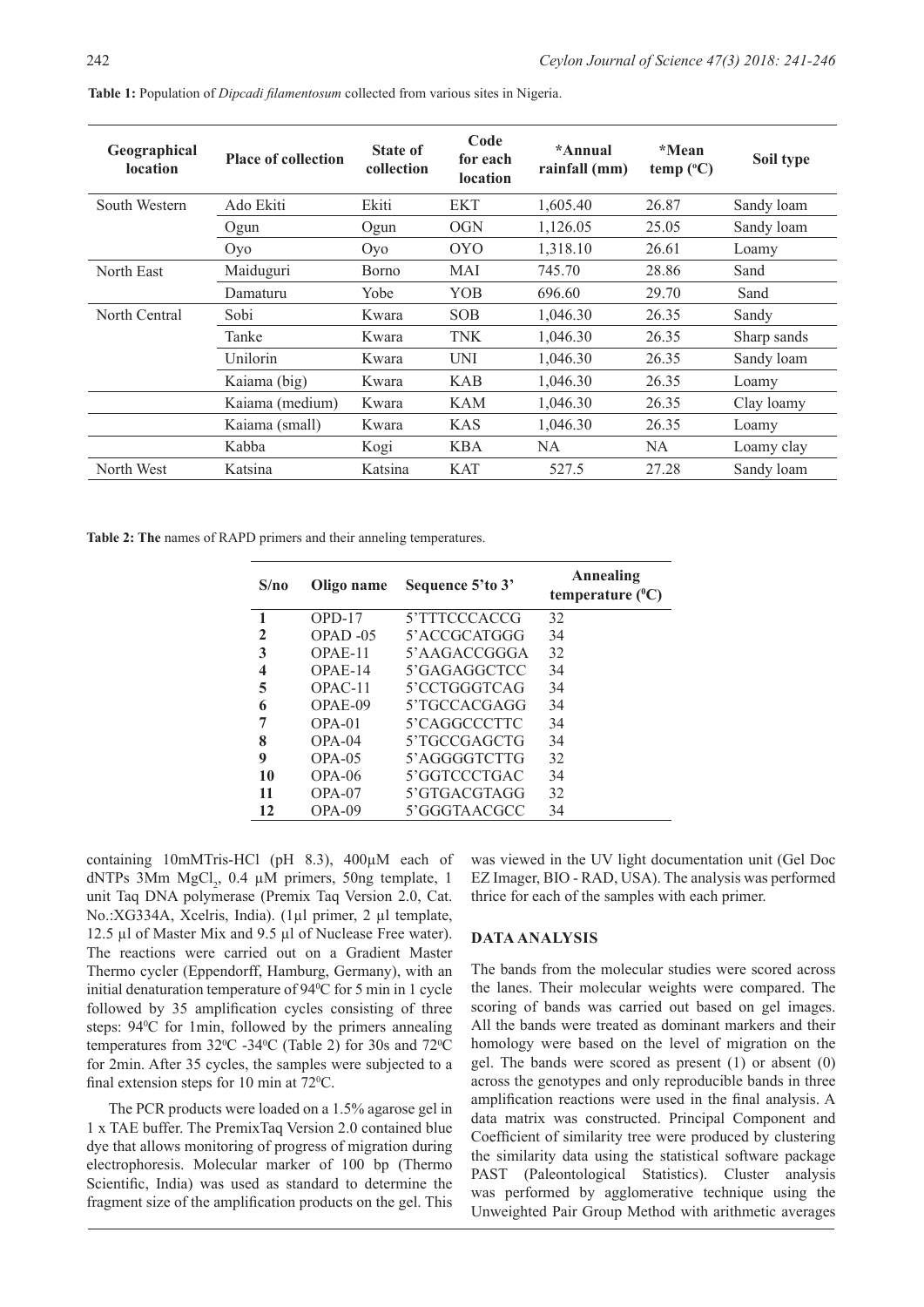**Table 1:** Population of *Dipcadi filamentosum* collected from various sites in Nigeria.

| Geographical location | Place of collection | State of collection | Code for each location | *Annual rainfall (mm) | *Mean temp (°C) | Soil type |
|---|---|---|---|---|---|---|
| South Western | Ado Ekiti | Ekiti | EKT | 1,605.40 | 26.87 | Sandy loam |
| | Ogun | Ogun | OGN | 1,126.05 | 25.05 | Sandy loam |
| | Oyo | Oyo | OYO | 1,318.10 | 26.61 | Loamy |
| North East | Maiduguri | Borno | MAI | 745.70 | 28.86 | Sand |
| | Damaturu | Yobe | YOB | 696.60 | 29.70 | Sand |
| North Central | Sobi | Kwara | SOB | 1,046.30 | 26.35 | Sandy |
| | Tanke | Kwara | TNK | 1,046.30 | 26.35 | Sharp sands |
| | Unilorin | Kwara | UNI | 1,046.30 | 26.35 | Sandy loam |
| | Kaiama (big) | Kwara | KAB | 1,046.30 | 26.35 | Loamy |
| | Kaiama (medium) | Kwara | KAM | 1,046.30 | 26.35 | Clay loamy |
| | Kaiama (small) | Kwara | KAS | 1,046.30 | 26.35 | Loamy |
| | Kabba | Kogi | KBA | NA | NA | Loamy clay |
| North West | Katsina | Katsina | KAT | 527.5 | 27.28 | Sandy loam |

**Table 2: The** names of RAPD primers and their anneling temperatures.

| S/no | Oligo name | Sequence 5'to 3' | Annealing temperature (°C) |
|---|---|---|---|
| **1** | OPD-17 | 5'TTTCCCACCG | 32 |
| **2** | OPAD -05 | 5'ACCGCATGGG | 34 |
| **3** | OPAE-11 | 5'AAGACCGGGA | 32 |
| **4** | OPAE-14 | 5'GAGAGGCTCC | 34 |
| **5** | OPAC-11 | 5'CCTGGGTCAG | 34 |
| **6** | OPAE-09 | 5'TGCCACGAGG | 34 |
| **7** | OPA-01 | 5'CAGGCCCTTC | 34 |
| **8** | OPA-04 | 5'TGCCGAGCTG | 34 |
| **9** | OPA-05 | 5'AGGGGTCTTG | 32 |
| **10** | OPA-06 | 5'GGTCCCTGAC | 34 |
| **11** | OPA-07 | 5'GTGACGTAGG | 32 |
| **12** | OPA-09 | 5'GGGTAACGCC | 34 |

containing 10mMTris-HCl (pH 8.3), 400µM each of dNTPs 3Mm $MgCl_2$, 0.4 µM primers, 50ng template, 1 unit Taq DNA polymerase (Premix Taq Version 2.0, Cat. No.:XG334A, Xcelris, India). (1µl primer, 2 µl template, 12.5 µl of Master Mix and 9.5 µl of Nuclease Free water). The reactions were carried out on a Gradient Master Thermo cycler (Eppendorff, Hamburg, Germany), with an initial denaturation temperature of 94°C for 5 min in 1 cycle followed by 35 amplification cycles consisting of three steps: 94°C for 1min, followed by the primers annealing temperatures from 32°C -34°C (Table 2) for 30s and 72°C for 2min. After 35 cycles, the samples were subjected to a final extension steps for 10 min at 72°C.

The PCR products were loaded on a 1.5% agarose gel in 1 x TAE buffer. The PremixTaq Version 2.0 contained blue dye that allows monitoring of progress of migration during electrophoresis. Molecular marker of 100 bp (Thermo Scientific, India) was used as standard to determine the fragment size of the amplification products on the gel. This was viewed in the UV light documentation unit (Gel Doc EZ Imager, BIO - RAD, USA). The analysis was performed thrice for each of the samples with each primer.

## DATA ANALYSIS

The bands from the molecular studies were scored across the lanes. Their molecular weights were compared. The scoring of bands was carried out based on gel images. All the bands were treated as dominant markers and their homology were based on the level of migration on the gel. The bands were scored as present (1) or absent (0) across the genotypes and only reproducible bands in three amplification reactions were used in the final analysis. A data matrix was constructed. Principal Component and Coefficient of similarity tree were produced by clustering the similarity data using the statistical software package PAST (Paleontological Statistics). Cluster analysis was performed by agglomerative technique using the Unweighted Pair Group Method with arithmetic averages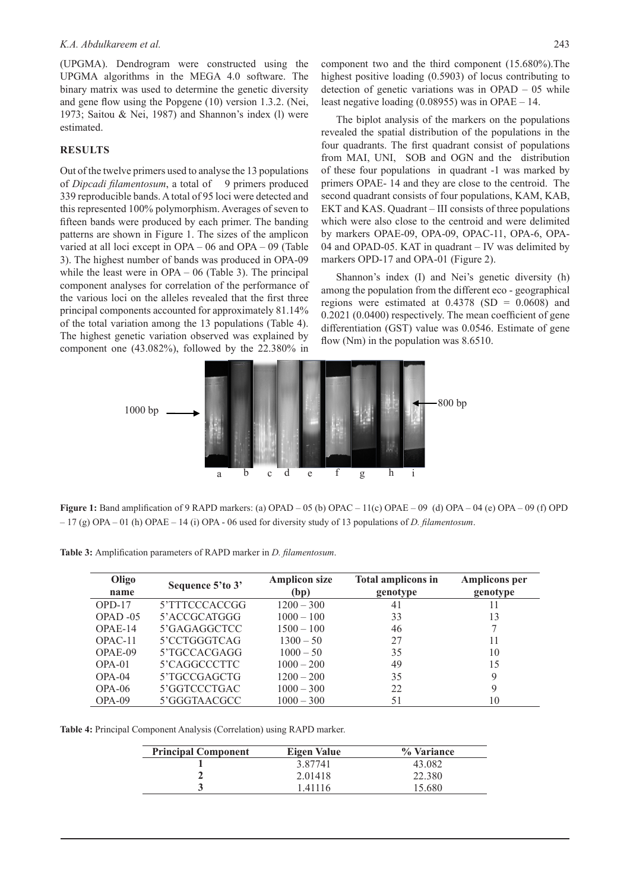(UPGMA). Dendrogram were constructed using the UPGMA algorithms in the MEGA 4.0 software. The binary matrix was used to determine the genetic diversity and gene flow using the Popgene (10) version 1.3.2. (Nei, 1973; Saitou & Nei, 1987) and Shannon's index (l) were estimated.

## RESULTS

Out of the twelve primers used to analyse the 13 populations of *Dipcadi filamentosum*, a total of 9 primers produced 339 reproducible bands. A total of 95 loci were detected and this represented 100% polymorphism. Averages of seven to fifteen bands were produced by each primer. The banding patterns are shown in Figure 1. The sizes of the amplicon varied at all loci except in OPA – 06 and OPA – 09 (Table 3). The highest number of bands was produced in OPA-09 while the least were in OPA – 06 (Table 3). The principal component analyses for correlation of the performance of the various loci on the alleles revealed that the first three principal components accounted for approximately 81.14% of the total variation among the 13 populations (Table 4). The highest genetic variation observed was explained by component one (43.082%), followed by the 22.380% in component two and the third component (15.680%).The highest positive loading (0.5903) of locus contributing to detection of genetic variations was in OPAD – 05 while least negative loading (0.08955) was in OPAE – 14.

The biplot analysis of the markers on the populations revealed the spatial distribution of the populations in the four quadrants. The first quadrant consist of populations from MAI, UNI, SOB and OGN and the distribution of these four populations in quadrant -1 was marked by primers OPAE- 14 and they are close to the centroid. The second quadrant consists of four populations, KAM, KAB, EKT and KAS. Quadrant – III consists of three populations which were also close to the centroid and were delimited by markers OPAE-09, OPA-09, OPAC-11, OPA-6, OPA-04 and OPAD-05. KAT in quadrant – IV was delimited by markers OPD-17 and OPA-01 (Figure 2).

Shannon's index (I) and Nei's genetic diversity (h) among the population from the different eco - geographical regions were estimated at 0.4378 (SD = 0.0608) and 0.2021 (0.0400) respectively. The mean coefficient of gene differentiation (GST) value was 0.0546. Estimate of gene flow (Nm) in the population was 8.6510.

**Figure 1:** Band amplification of 9 RAPD markers: (a) OPAD – 05 (b) OPAC – 11(c) OPAE – 09 (d) OPA – 04 (e) OPA – 09 (f) OPD – 17 (g) OPA – 01 (h) OPAE – 14 (i) OPA - 06 used for diversity study of 13 populations of *D. filamentosum*.

**Table 3:** Amplification parameters of RAPD marker in *D. filamentosum*.

| Oligo name | Sequence 5'to 3' | Amplicon size (bp) | Total amplicons in genotype | Amplicons per genotype |
|---|---|---|---|---|
| OPD-17 | 5'TTTCCCACCGG | 1200 – 300 | 41 | 11 |
| OPAD -05 | 5'ACCGCATGGG | 1000 – 100 | 33 | 13 |
| OPAE-14 | 5'GAGAGGCTCC | 1500 – 100 | 46 | 7 |
| OPAC-11 | 5'CCTGGGTCAG | 1300 – 50 | 27 | 11 |
| OPAE-09 | 5'TGCCACGAGG | 1000 – 50 | 35 | 10 |
| OPA-01 | 5'CAGGCCCTTC | 1000 – 200 | 49 | 15 |
| OPA-04 | 5'TGCCGAGCTG | 1200 – 200 | 35 | 9 |
| OPA-06 | 5'GGTCCCTGAC | 1000 – 300 | 22 | 9 |
| OPA-09 | 5'GGGTAACGCC | 1000 – 300 | 51 | 10 |

**Table 4:** Principal Component Analysis (Correlation) using RAPD marker.

| Principal Component | Eigen Value | % Variance |
|---|---|---|
| **1** | 3.87741 | 43.082 |
| **2** | 2.01418 | 22.380 |
| **3** | 1.41116 | 15.680 |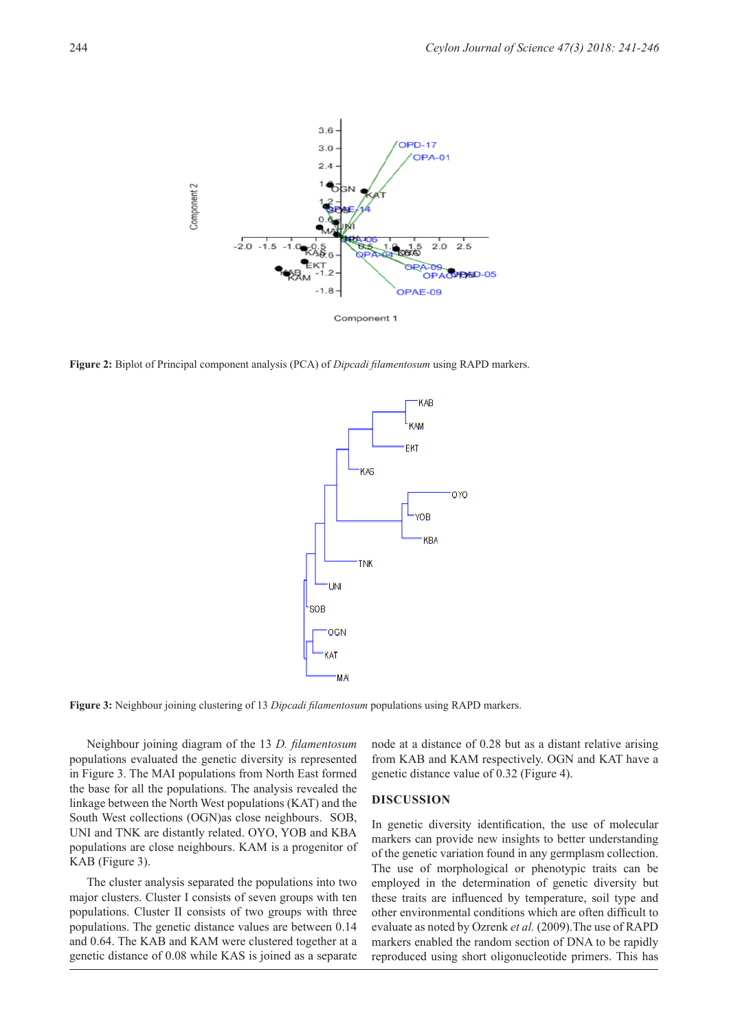**Figure 2:** Biplot of Principal component analysis (PCA) of *Dipcadi filamentosum* using RAPD markers.

**Figure 3:** Neighbour joining clustering of 13 *Dipcadi filamentosum* populations using RAPD markers.

Neighbour joining diagram of the 13 *D. filamentosum* populations evaluated the genetic diversity is represented in Figure 3. The MAI populations from North East formed the base for all the populations. The analysis revealed the linkage between the North West populations (KAT) and the South West collections (OGN)as close neighbours. SOB, UNI and TNK are distantly related. OYO, YOB and KBA populations are close neighbours. KAM is a progenitor of KAB (Figure 3).

The cluster analysis separated the populations into two major clusters. Cluster I consists of seven groups with ten populations. Cluster II consists of two groups with three populations. The genetic distance values are between 0.14 and 0.64. The KAB and KAM were clustered together at a genetic distance of 0.08 while KAS is joined as a separate node at a distance of 0.28 but as a distant relative arising from KAB and KAM respectively. OGN and KAT have a genetic distance value of 0.32 (Figure 4).

## DISCUSSION

In genetic diversity identification, the use of molecular markers can provide new insights to better understanding of the genetic variation found in any germplasm collection. The use of morphological or phenotypic traits can be employed in the determination of genetic diversity but these traits are influenced by temperature, soil type and other environmental conditions which are often difficult to evaluate as noted by Ozrenk *et al.* (2009).The use of RAPD markers enabled the random section of DNA to be rapidly reproduced using short oligonucleotide primers. This has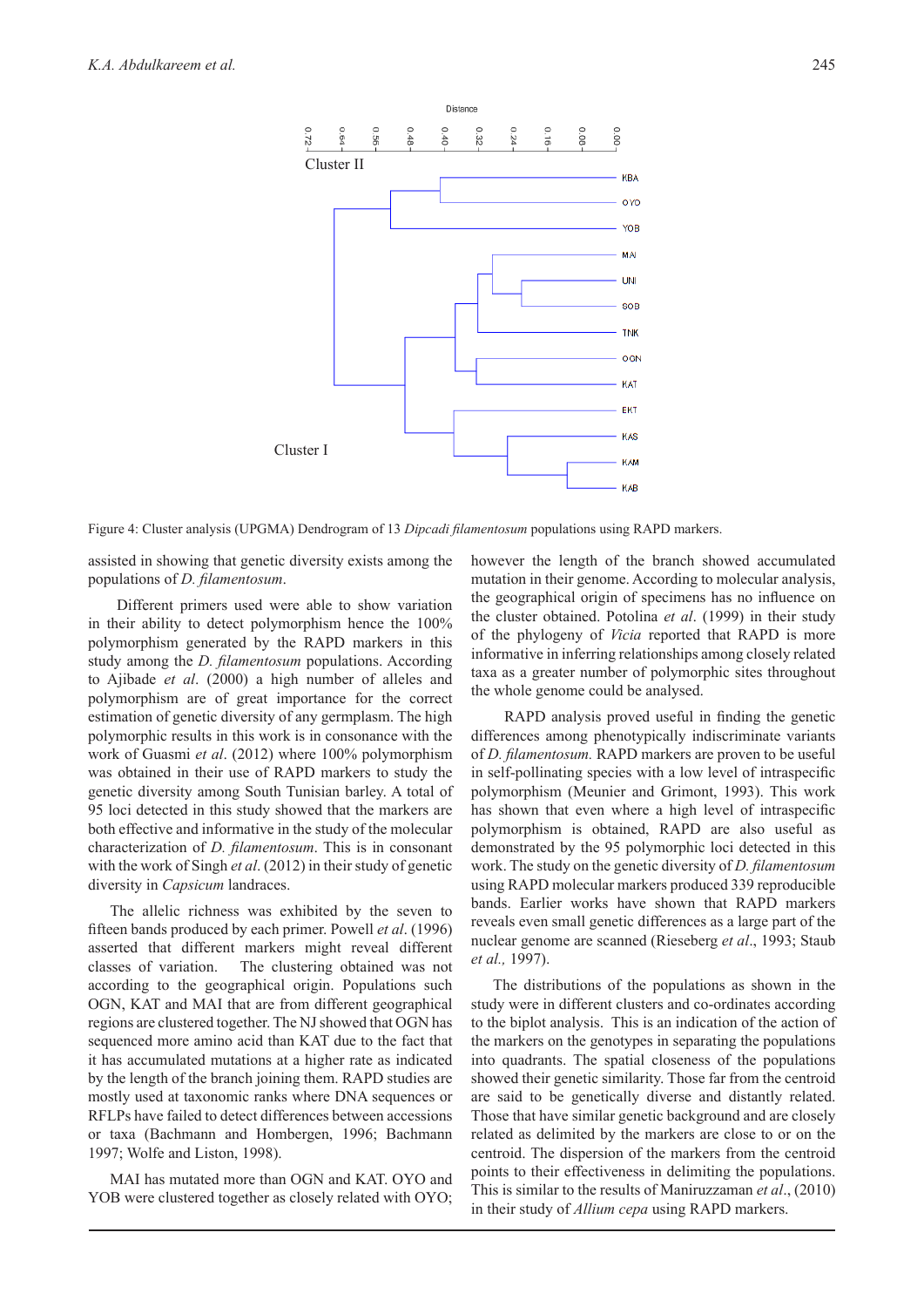Figure 4: Cluster analysis (UPGMA) Dendrogram of 13 *Dipcadi filamentosum* populations using RAPD markers.

assisted in showing that genetic diversity exists among the populations of *D. filamentosum*.

Different primers used were able to show variation in their ability to detect polymorphism hence the 100% polymorphism generated by the RAPD markers in this study among the *D. filamentosum* populations. According to Ajibade *et al*. (2000) a high number of alleles and polymorphism are of great importance for the correct estimation of genetic diversity of any germplasm. The high polymorphic results in this work is in consonance with the work of Guasmi *et al*. (2012) where 100% polymorphism was obtained in their use of RAPD markers to study the genetic diversity among South Tunisian barley. A total of 95 loci detected in this study showed that the markers are both effective and informative in the study of the molecular characterization of *D. filamentosum*. This is in consonant with the work of Singh *et al*. (2012) in their study of genetic diversity in *Capsicum* landraces.

The allelic richness was exhibited by the seven to fifteen bands produced by each primer. Powell *et al*. (1996) asserted that different markers might reveal different classes of variation. The clustering obtained was not according to the geographical origin. Populations such OGN, KAT and MAI that are from different geographical regions are clustered together. The NJ showed that OGN has sequenced more amino acid than KAT due to the fact that it has accumulated mutations at a higher rate as indicated by the length of the branch joining them. RAPD studies are mostly used at taxonomic ranks where DNA sequences or RFLPs have failed to detect differences between accessions or taxa (Bachmann and Hombergen, 1996; Bachmann 1997; Wolfe and Liston, 1998).

MAI has mutated more than OGN and KAT. OYO and YOB were clustered together as closely related with OYO; however the length of the branch showed accumulated mutation in their genome. According to molecular analysis, the geographical origin of specimens has no influence on the cluster obtained. Potolina *et al*. (1999) in their study of the phylogeny of *Vicia* reported that RAPD is more informative in inferring relationships among closely related taxa as a greater number of polymorphic sites throughout the whole genome could be analysed.

RAPD analysis proved useful in finding the genetic differences among phenotypically indiscriminate variants of *D. filamentosum.* RAPD markers are proven to be useful in self-pollinating species with a low level of intraspecific polymorphism (Meunier and Grimont, 1993). This work has shown that even where a high level of intraspecific polymorphism is obtained, RAPD are also useful as demonstrated by the 95 polymorphic loci detected in this work. The study on the genetic diversity of *D. filamentosum* using RAPD molecular markers produced 339 reproducible bands. Earlier works have shown that RAPD markers reveals even small genetic differences as a large part of the nuclear genome are scanned (Rieseberg *et al*., 1993; Staub *et al.,* 1997).

The distributions of the populations as shown in the study were in different clusters and co-ordinates according to the biplot analysis. This is an indication of the action of the markers on the genotypes in separating the populations into quadrants. The spatial closeness of the populations showed their genetic similarity. Those far from the centroid are said to be genetically diverse and distantly related. Those that have similar genetic background and are closely related as delimited by the markers are close to or on the centroid. The dispersion of the markers from the centroid points to their effectiveness in delimiting the populations. This is similar to the results of Maniruzzaman *et al*., (2010) in their study of *Allium cepa* using RAPD markers.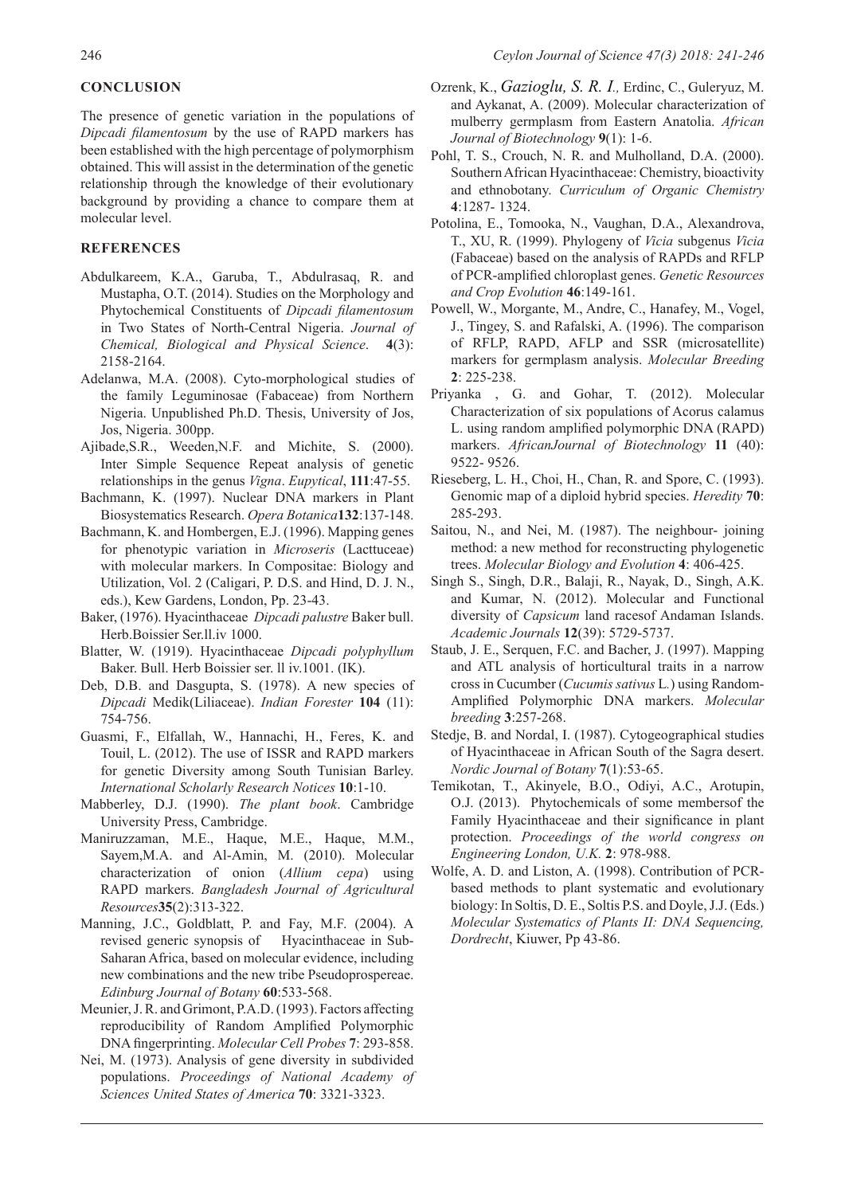## CONCLUSION

The presence of genetic variation in the populations of *Dipcadi filamentosum* by the use of RAPD markers has been established with the high percentage of polymorphism obtained. This will assist in the determination of the genetic relationship through the knowledge of their evolutionary background by providing a chance to compare them at molecular level.

## REFERENCES

Abdulkareem, K.A., Garuba, T., Abdulrasaq, R. and Mustapha, O.T. (2014). Studies on the Morphology and Phytochemical Constituents of *Dipcadi filamentosum* in Two States of North-Central Nigeria. *Journal of Chemical, Biological and Physical Science*. **4**(3): 2158-2164.

Adelanwa, M.A. (2008). Cyto-morphological studies of the family Leguminosae (Fabaceae) from Northern Nigeria. Unpublished Ph.D. Thesis, University of Jos, Jos, Nigeria. 300pp.

Ajibade,S.R., Weeden,N.F. and Michite, S. (2000). Inter Simple Sequence Repeat analysis of genetic relationships in the genus *Vigna*. *Eupytical*, **111**:47-55.

Bachmann, K. (1997). Nuclear DNA markers in Plant Biosystematics Research. *Opera Botanica***132**:137-148.

Bachmann, K. and Hombergen, E.J. (1996). Mapping genes for phenotypic variation in *Microseris* (Lacttuceae) with molecular markers. In Compositae: Biology and Utilization, Vol. 2 (Caligari, P. D.S. and Hind, D. J. N., eds.), Kew Gardens, London, Pp. 23-43.

Baker, (1976). Hyacinthaceae *Dipcadi palustre* Baker bull. Herb.Boissier Ser.ll.iv 1000.

Blatter, W. (1919). Hyacinthaceae *Dipcadi polyphyllum* Baker. Bull. Herb Boissier ser. ll iv.1001. (IK).

Deb, D.B. and Dasgupta, S. (1978). A new species of *Dipcadi* Medik(Liliaceae). *Indian Forester* **104** (11): 754-756.

Guasmi, F., Elfallah, W., Hannachi, H., Feres, K. and Touil, L. (2012). The use of ISSR and RAPD markers for genetic Diversity among South Tunisian Barley. *International Scholarly Research Notices* **10**:1-10.

Mabberley, D.J. (1990). *The plant book*. Cambridge University Press, Cambridge.

Maniruzzaman, M.E., Haque, M.E., Haque, M.M., Sayem,M.A. and Al-Amin, M. (2010). Molecular characterization of onion (*Allium cepa*) using RAPD markers. *Bangladesh Journal of Agricultural Resources***35**(2):313-322.

Manning, J.C., Goldblatt, P. and Fay, M.F. (2004). A revised generic synopsis of Hyacinthaceae in Sub-Saharan Africa, based on molecular evidence, including new combinations and the new tribe Pseudoprospereae. *Edinburg Journal of Botany* **60**:533-568.

Meunier, J. R. and Grimont, P.A.D. (1993). Factors affecting reproducibility of Random Amplified Polymorphic DNA fingerprinting. *Molecular Cell Probes* **7**: 293-858.

Nei, M. (1973). Analysis of gene diversity in subdivided populations. *Proceedings of National Academy of Sciences United States of America* **70**: 3321-3323.

Ozrenk, K., *Gazioglu, S. R. I.,* Erdinc, C., Guleryuz, M. and Aykanat, A. (2009). Molecular characterization of mulberry germplasm from Eastern Anatolia. *African Journal of Biotechnology* **9**(1): 1-6.

Pohl, T. S., Crouch, N. R. and Mulholland, D.A. (2000). Southern African Hyacinthaceae: Chemistry, bioactivity and ethnobotany. *Curriculum of Organic Chemistry* **4**:1287- 1324.

Potolina, E., Tomooka, N., Vaughan, D.A., Alexandrova, T., XU, R. (1999). Phylogeny of *Vicia* subgenus *Vicia* (Fabaceae) based on the analysis of RAPDs and RFLP of PCR-amplified chloroplast genes. *Genetic Resources and Crop Evolution* **46**:149-161.

Powell, W., Morgante, M., Andre, C., Hanafey, M., Vogel, J., Tingey, S. and Rafalski, A. (1996). The comparison of RFLP, RAPD, AFLP and SSR (microsatellite) markers for germplasm analysis. *Molecular Breeding* **2**: 225-238.

Priyanka , G. and Gohar, T. (2012). Molecular Characterization of six populations of Acorus calamus L. using random amplified polymorphic DNA (RAPD) markers. *AfricanJournal of Biotechnology* **11** (40): 9522- 9526.

Rieseberg, L. H., Choi, H., Chan, R. and Spore, C. (1993). Genomic map of a diploid hybrid species. *Heredity* **70**: 285-293.

Saitou, N., and Nei, M. (1987). The neighbour- joining method: a new method for reconstructing phylogenetic trees. *Molecular Biology and Evolution* **4**: 406-425.

Singh S., Singh, D.R., Balaji, R., Nayak, D., Singh, A.K. and Kumar, N. (2012). Molecular and Functional diversity of *Capsicum* land racesof Andaman Islands. *Academic Journals* **12**(39): 5729-5737.

Staub, J. E., Serquen, F.C. and Bacher, J. (1997). Mapping and ATL analysis of horticultural traits in a narrow cross in Cucumber (*Cucumis sativus* L.) using Random-Amplified Polymorphic DNA markers. *Molecular breeding* **3**:257-268.

Stedje, B. and Nordal, I. (1987). Cytogeographical studies of Hyacinthaceae in African South of the Sagra desert. *Nordic Journal of Botany* **7**(1):53-65.

Temikotan, T., Akinyele, B.O., Odiyi, A.C., Arotupin, O.J. (2013). Phytochemicals of some membersof the Family Hyacinthaceae and their significance in plant protection. *Proceedings of the world congress on Engineering London, U.K.* **2**: 978-988.

Wolfe, A. D. and Liston, A. (1998). Contribution of PCR-based methods to plant systematic and evolutionary biology: In Soltis, D. E., Soltis P.S. and Doyle, J.J. (Eds.) *Molecular Systematics of Plants II: DNA Sequencing, Dordrecht*, Kiuwer, Pp 43-86.